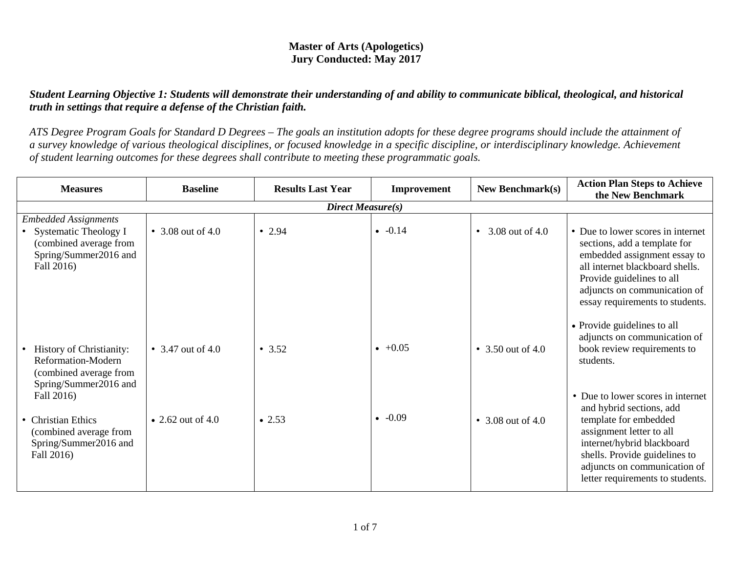**Master of Arts (Apologetics)**
**Jury Conducted: May 2017**

***Student Learning Objective 1: Students will demonstrate their understanding of and ability to communicate biblical, theological, and historical truth in settings that require a defense of the Christian faith.***

*ATS Degree Program Goals for Standard D Degrees – The goals an institution adopts for these degree programs should include the attainment of a survey knowledge of various theological disciplines, or focused knowledge in a specific discipline, or interdisciplinary knowledge. Achievement of student learning outcomes for these degrees shall contribute to meeting these programmatic goals.*

| Measures | Baseline | Results Last Year | Improvement | New Benchmark(s) | Action Plan Steps to Achieve the New Benchmark |
|---|---|---|---|---|---|
| ***Direct Measure(s)*** | | | | | |
| *Embedded Assignments*<br>• Systematic Theology I (combined average from Spring/Summer2016 and Fall 2016) | • 3.08 out of 4.0 | • 2.94 | • -0.14 | • 3.08 out of 4.0 | • Due to lower scores in internet sections, add a template for embedded assignment essay to all internet blackboard shells. Provide guidelines to all adjuncts on communication of essay requirements to students. |
| • History of Christianity: Reformation-Modern (combined average from Spring/Summer2016 and Fall 2016) | • 3.47 out of 4.0 | • 3.52 | • +0.05 | • 3.50 out of 4.0 | • Provide guidelines to all adjuncts on communication of book review requirements to students. |
| • Christian Ethics (combined average from Spring/Summer2016 and Fall 2016) | • 2.62 out of 4.0 | • 2.53 | • -0.09 | • 3.08 out of 4.0 | • Due to lower scores in internet and hybrid sections, add template for embedded assignment letter to all internet/hybrid blackboard shells. Provide guidelines to adjuncts on communication of letter requirements to students. |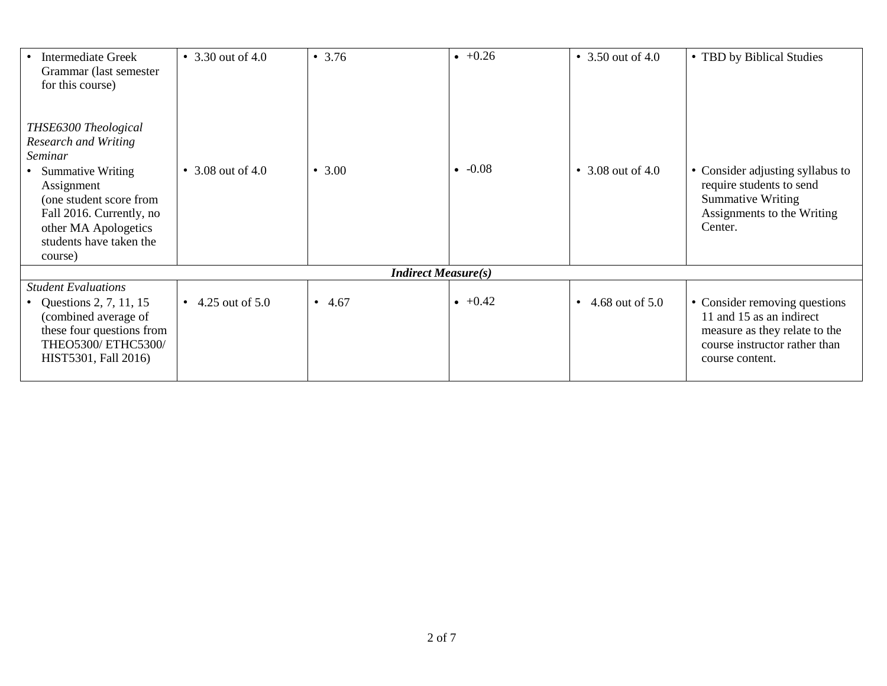| | | | | | |
|---|---|---|---|---|---|
| • Intermediate Greek Grammar (last semester for this course) | • 3.30 out of 4.0 | • 3.76 | • +0.26 | • 3.50 out of 4.0 | • TBD by Biblical Studies |
| *THSE6300 Theological Research and Writing Seminar*<br>• Summative Writing Assignment (one student score from Fall 2016. Currently, no other MA Apologetics students have taken the course) | • 3.08 out of 4.0 | • 3.00 | • -0.08 | • 3.08 out of 4.0 | • Consider adjusting syllabus to require students to send Summative Writing Assignments to the Writing Center. |
| ***Indirect Measure(s)*** | | | | | |
| *Student Evaluations*<br>• Questions 2, 7, 11, 15 (combined average of these four questions from THEO5300/ ETHC5300/ HIST5301, Fall 2016) | • 4.25 out of 5.0 | • 4.67 | • +0.42 | • 4.68 out of 5.0 | • Consider removing questions 11 and 15 as an indirect measure as they relate to the course instructor rather than course content. |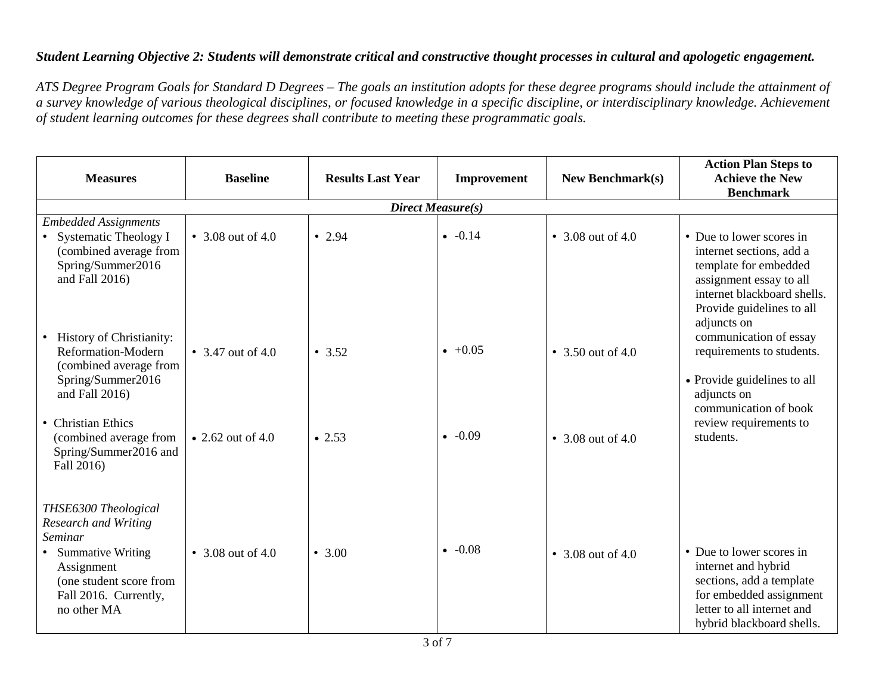***Student Learning Objective 2: Students will demonstrate critical and constructive thought processes in cultural and apologetic engagement.***

*ATS Degree Program Goals for Standard D Degrees – The goals an institution adopts for these degree programs should include the attainment of a survey knowledge of various theological disciplines, or focused knowledge in a specific discipline, or interdisciplinary knowledge. Achievement of student learning outcomes for these degrees shall contribute to meeting these programmatic goals.*

| Measures | Baseline | Results Last Year | Improvement | New Benchmark(s) | Action Plan Steps to Achieve the New Benchmark |
|---|---|---|---|---|---|
| ***Direct Measure(s)*** | | | | | |
| *Embedded Assignments*<br>• Systematic Theology I (combined average from Spring/Summer2016 and Fall 2016) | • 3.08 out of 4.0 | • 2.94 | • -0.14 | • 3.08 out of 4.0 | • Due to lower scores in internet sections, add a template for embedded assignment essay to all internet blackboard shells. Provide guidelines to all adjuncts on communication of essay requirements to students. |
| • History of Christianity: Reformation-Modern (combined average from Spring/Summer2016 and Fall 2016) | • 3.47 out of 4.0 | • 3.52 | • +0.05 | • 3.50 out of 4.0 | |
| • Christian Ethics (combined average from Spring/Summer2016 and Fall 2016) | • 2.62 out of 4.0 | • 2.53 | • -0.09 | • 3.08 out of 4.0 | • Provide guidelines to all adjuncts on communication of book review requirements to students. |
| *THSE6300 Theological Research and Writing Seminar*<br>• Summative Writing Assignment (one student score from Fall 2016. Currently, no other MA | • 3.08 out of 4.0 | • 3.00 | • -0.08 | • 3.08 out of 4.0 | • Due to lower scores in internet and hybrid sections, add a template for embedded assignment letter to all internet and hybrid blackboard shells. |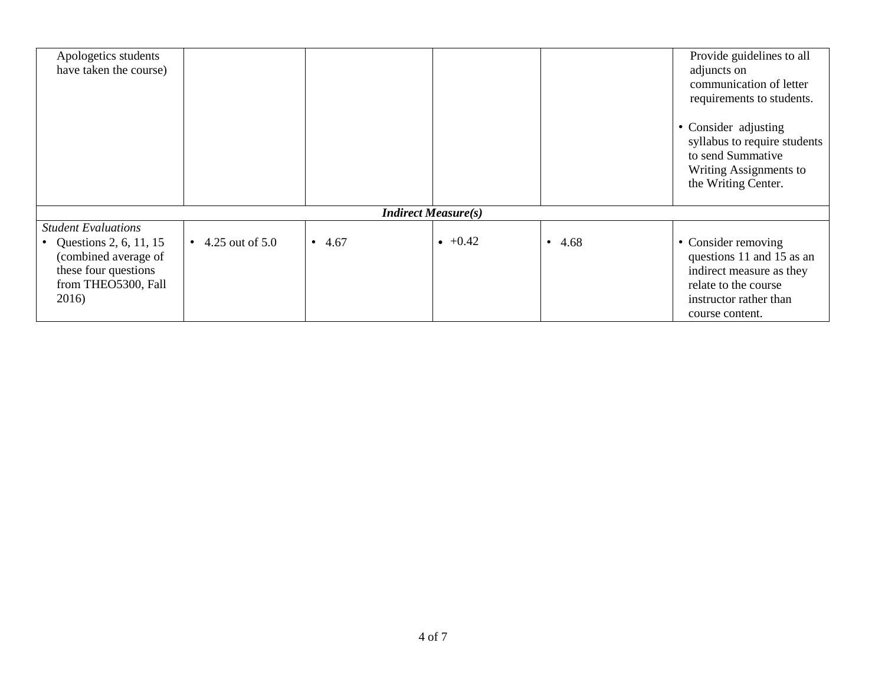| | | | | | |
|---|---|---|---|---|---|
| Apologetics students have taken the course) | | | | | Provide guidelines to all adjuncts on communication of letter requirements to students.<br><br>• Consider adjusting syllabus to require students to send Summative Writing Assignments to the Writing Center. |
| | | ***Indirect Measure(s)*** | | | |
| *Student Evaluations*<br>• Questions 2, 6, 11, 15 (combined average of these four questions from THEO5300, Fall 2016) | • 4.25 out of 5.0 | • 4.67 | • +0.42 | • 4.68 | • Consider removing questions 11 and 15 as an indirect measure as they relate to the course instructor rather than course content. |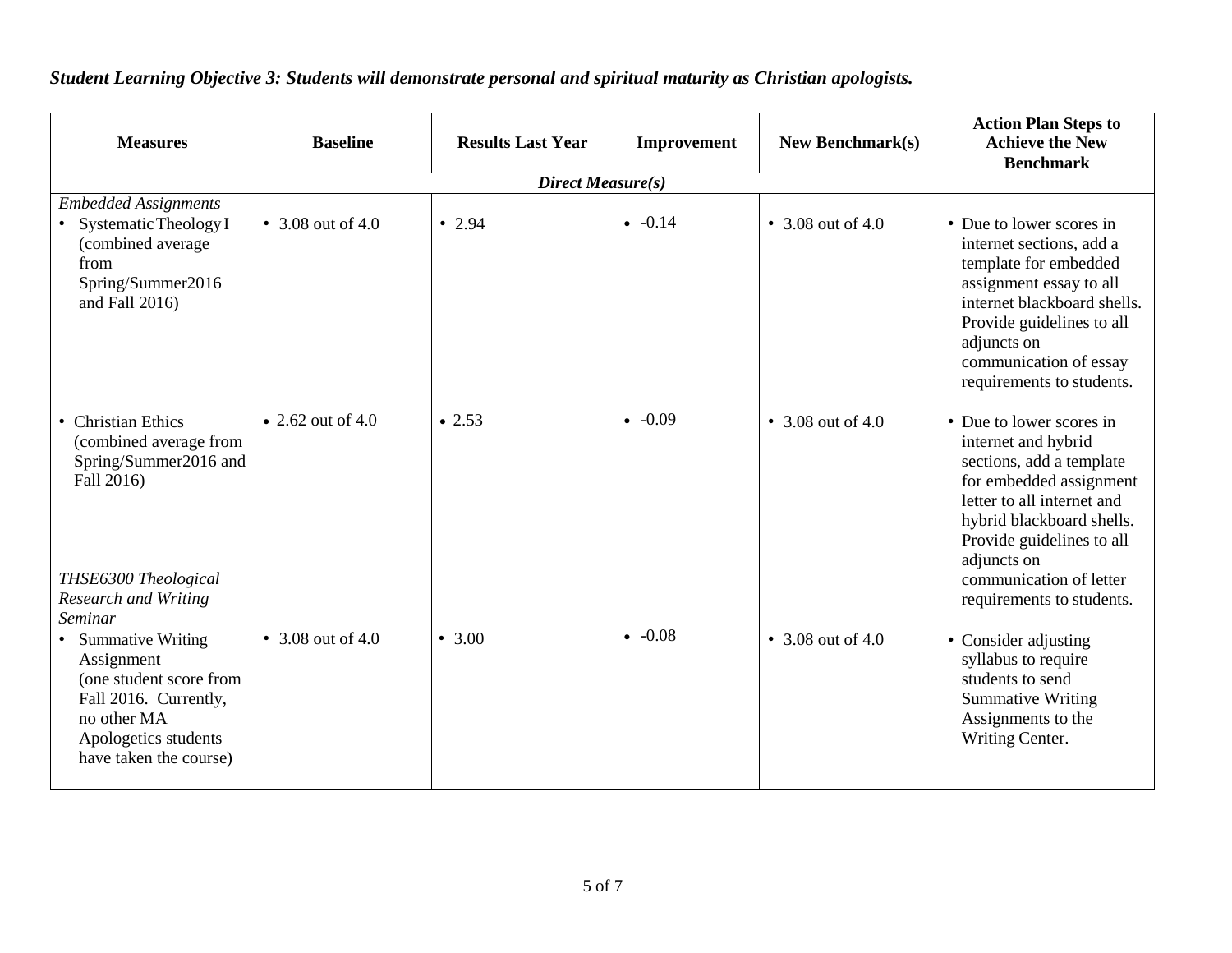***Student Learning Objective 3: Students will demonstrate personal and spiritual maturity as Christian apologists.***

| Measures | Baseline | Results Last Year | Improvement | New Benchmark(s) | Action Plan Steps to Achieve the New Benchmark |
|---|---|---|---|---|---|
| ***Direct Measure(s)*** | | | | | |
| *Embedded Assignments*<br>• Systematic Theology I (combined average from Spring/Summer2016 and Fall 2016) | • 3.08 out of 4.0 | • 2.94 | • -0.14 | • 3.08 out of 4.0 | • Due to lower scores in internet sections, add a template for embedded assignment essay to all internet blackboard shells. Provide guidelines to all adjuncts on communication of essay requirements to students. |
| • Christian Ethics (combined average from Spring/Summer2016 and Fall 2016) | • 2.62 out of 4.0 | • 2.53 | • -0.09 | • 3.08 out of 4.0 | • Due to lower scores in internet and hybrid sections, add a template for embedded assignment letter to all internet and hybrid blackboard shells. Provide guidelines to all adjuncts on communication of letter requirements to students. |
| *THSE6300 Theological Research and Writing Seminar*<br>• Summative Writing Assignment (one student score from Fall 2016. Currently, no other MA Apologetics students have taken the course) | • 3.08 out of 4.0 | • 3.00 | • -0.08 | • 3.08 out of 4.0 | • Consider adjusting syllabus to require students to send Summative Writing Assignments to the Writing Center. |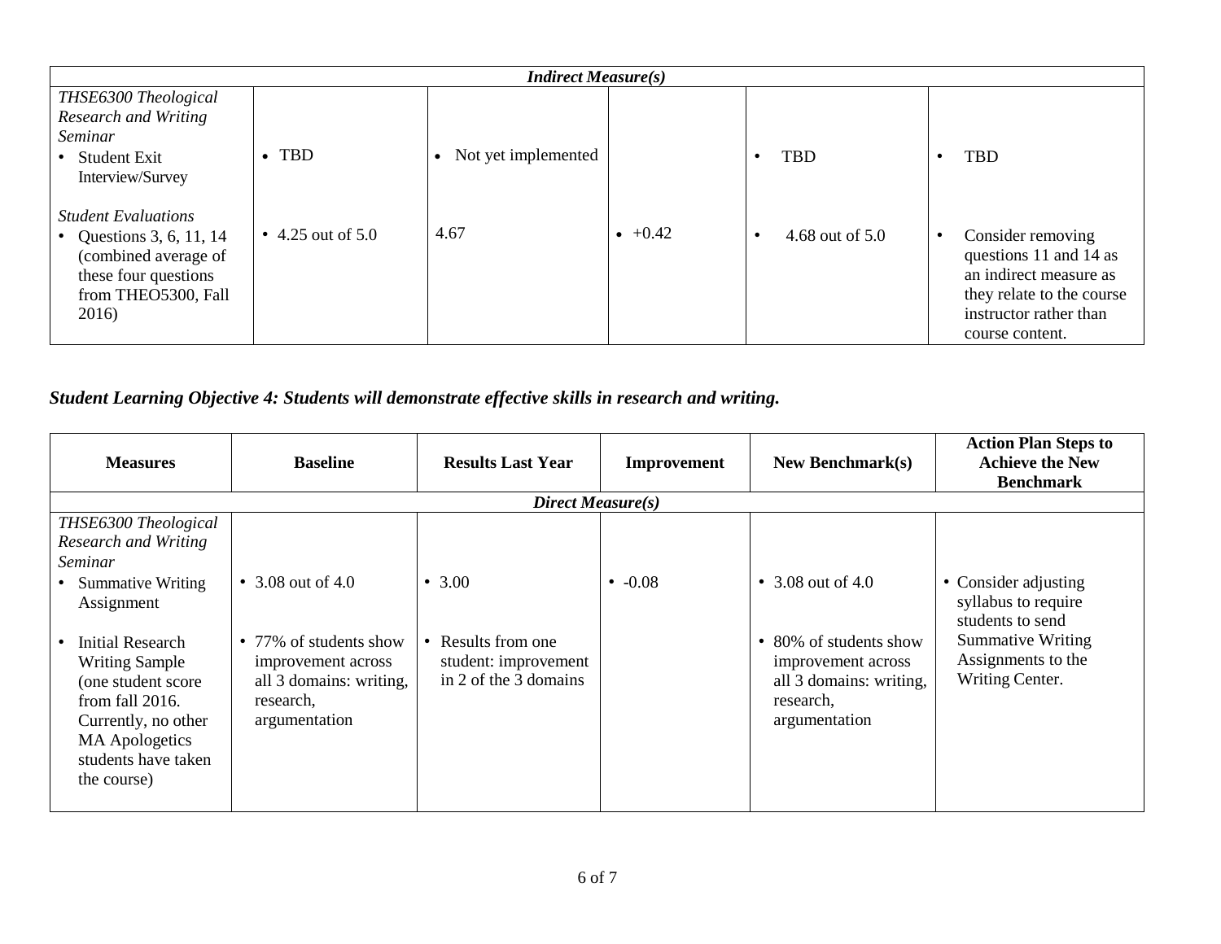| | | | | | |
|---|---|---|---|---|---|
| ***Indirect Measure(s)*** | | | | | |
| *THSE6300 Theological Research and Writing Seminar*<br>• Student Exit Interview/Survey | • TBD | • Not yet implemented | | • TBD | • TBD |
| *Student Evaluations*<br>• Questions 3, 6, 11, 14 (combined average of these four questions from THEO5300, Fall 2016) | • 4.25 out of 5.0 | 4.67 | • +0.42 | • 4.68 out of 5.0 | • Consider removing questions 11 and 14 as an indirect measure as they relate to the course instructor rather than course content. |

### *Student Learning Objective 4: Students will demonstrate effective skills in research and writing.*

| Measures | Baseline | Results Last Year | Improvement | New Benchmark(s) | Action Plan Steps to Achieve the New Benchmark |
|---|---|---|---|---|---|
| ***Direct Measure(s)*** | | | | | |
| *THSE6300 Theological Research and Writing Seminar*<br>• Summative Writing Assignment | • 3.08 out of 4.0 | • 3.00 | • -0.08 | • 3.08 out of 4.0 | • Consider adjusting syllabus to require students to send Summative Writing Assignments to the Writing Center. |
| • Initial Research Writing Sample (one student score from fall 2016. Currently, no other MA Apologetics students have taken the course) | • 77% of students show improvement across all 3 domains: writing, research, argumentation | • Results from one student: improvement in 2 of the 3 domains | | • 80% of students show improvement across all 3 domains: writing, research, argumentation | |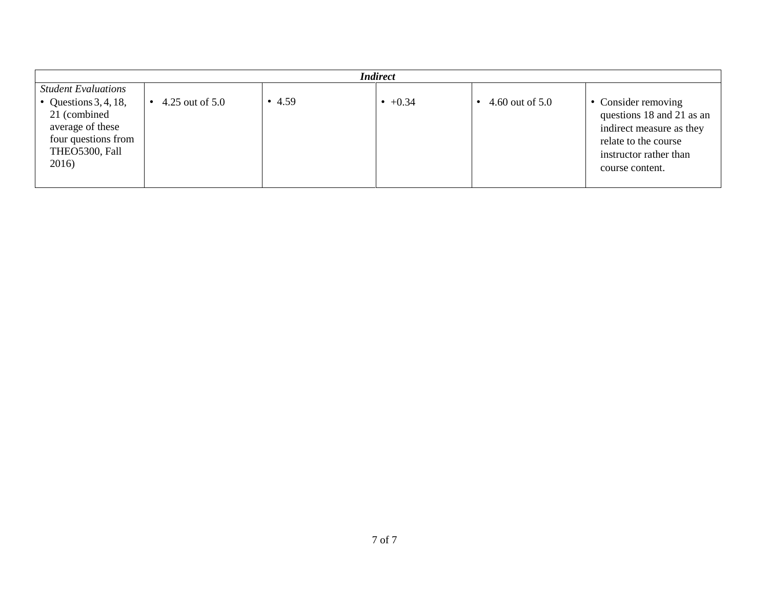| | | | | | |
|---|---|---|---|---|---|
| ***Indirect*** | | | | | |
| *Student Evaluations*<br>• Questions 3, 4, 18, 21 (combined average of these four questions from THEO5300, Fall 2016) | • 4.25 out of 5.0 | • 4.59 | • +0.34 | • 4.60 out of 5.0 | • Consider removing questions 18 and 21 as an indirect measure as they relate to the course instructor rather than course content. |